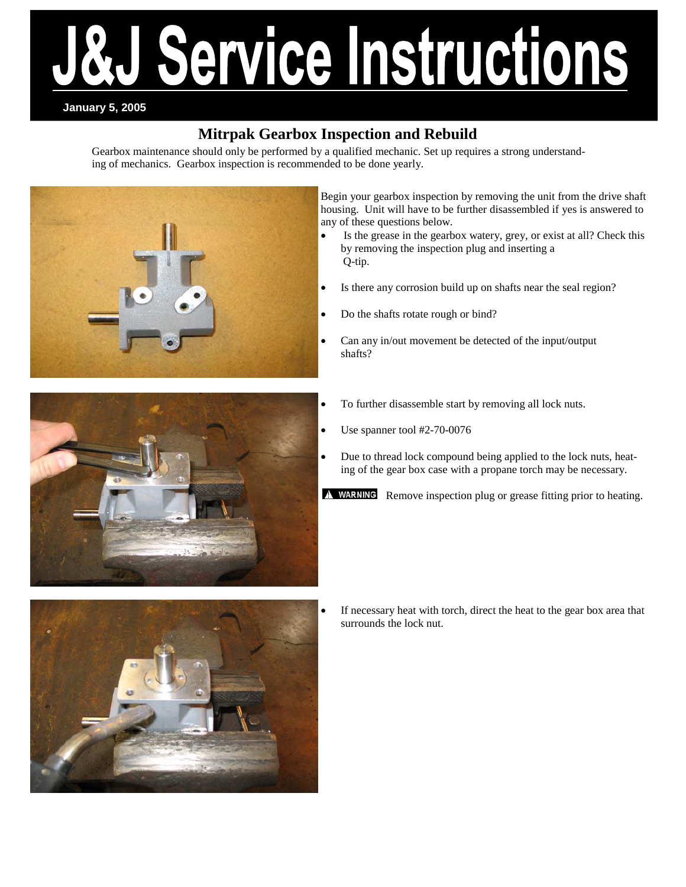# J&J Service Instructions

**January 5, 2005**

## Mitrpak Gearbox Inspection and Rebuild

Gearbox maintenance should only be performed by a qualified mechanic. Set up requires a strong understanding of mechanics. Gearbox inspection is recommended to be done yearly.

Begin your gearbox inspection by removing the unit from the drive shaft housing. Unit will have to be further disassembled if yes is answered to any of these questions below.

- Is the grease in the gearbox watery, grey, or exist at all? Check this by removing the inspection plug and inserting a Q-tip.
- Is there any corrosion build up on shafts near the seal region?
- Do the shafts rotate rough or bind?
- Can any in/out movement be detected of the input/output shafts?

- To further disassemble start by removing all lock nuts.
- Use spanner tool #2-70-0076
- Due to thread lock compound being applied to the lock nuts, heating of the gear box case with a propane torch may be necessary.

**⚠ WARNING** Remove inspection plug or grease fitting prior to heating.

- If necessary heat with torch, direct the heat to the gear box area that surrounds the lock nut.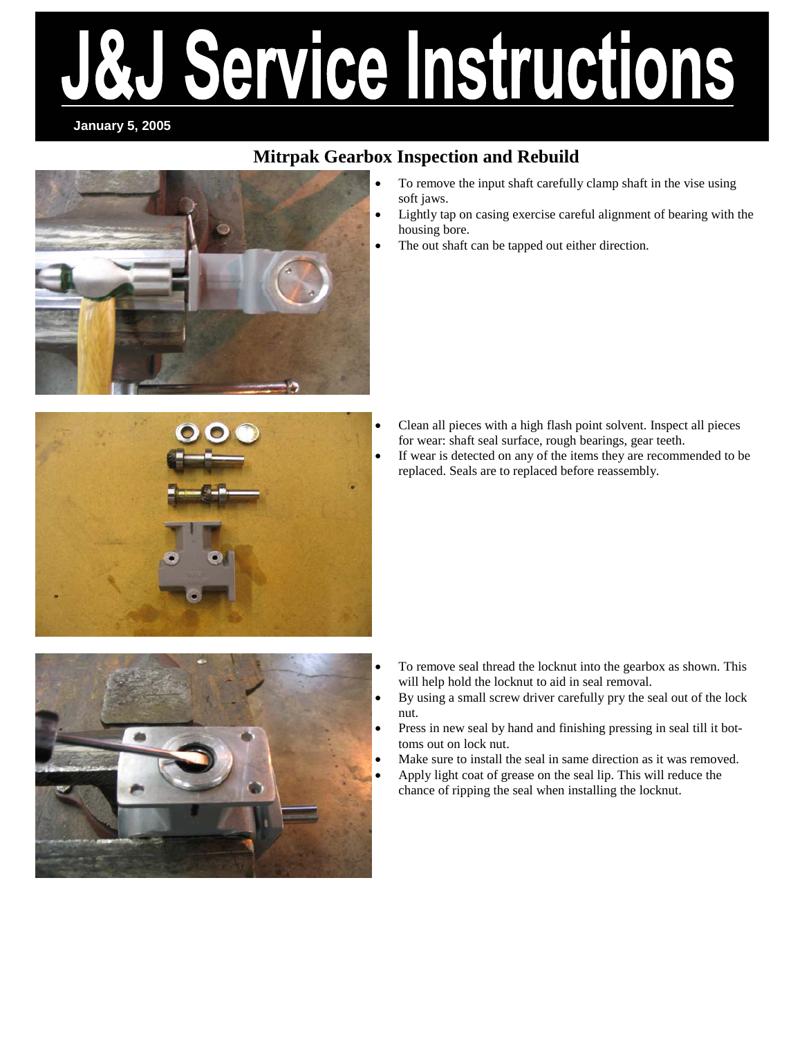# J&J Service Instructions

**January 5, 2005**

## Mitrpak Gearbox Inspection and Rebuild

- To remove the input shaft carefully clamp shaft in the vise using soft jaws.
- Lightly tap on casing exercise careful alignment of bearing with the housing bore.
- The out shaft can be tapped out either direction.

- Clean all pieces with a high flash point solvent. Inspect all pieces for wear: shaft seal surface, rough bearings, gear teeth.
- If wear is detected on any of the items they are recommended to be replaced. Seals are to replaced before reassembly.

- To remove seal thread the locknut into the gearbox as shown. This will help hold the locknut to aid in seal removal.
- By using a small screw driver carefully pry the seal out of the lock nut.
- Press in new seal by hand and finishing pressing in seal till it bottoms out on lock nut.
- Make sure to install the seal in same direction as it was removed.
- Apply light coat of grease on the seal lip. This will reduce the chance of ripping the seal when installing the locknut.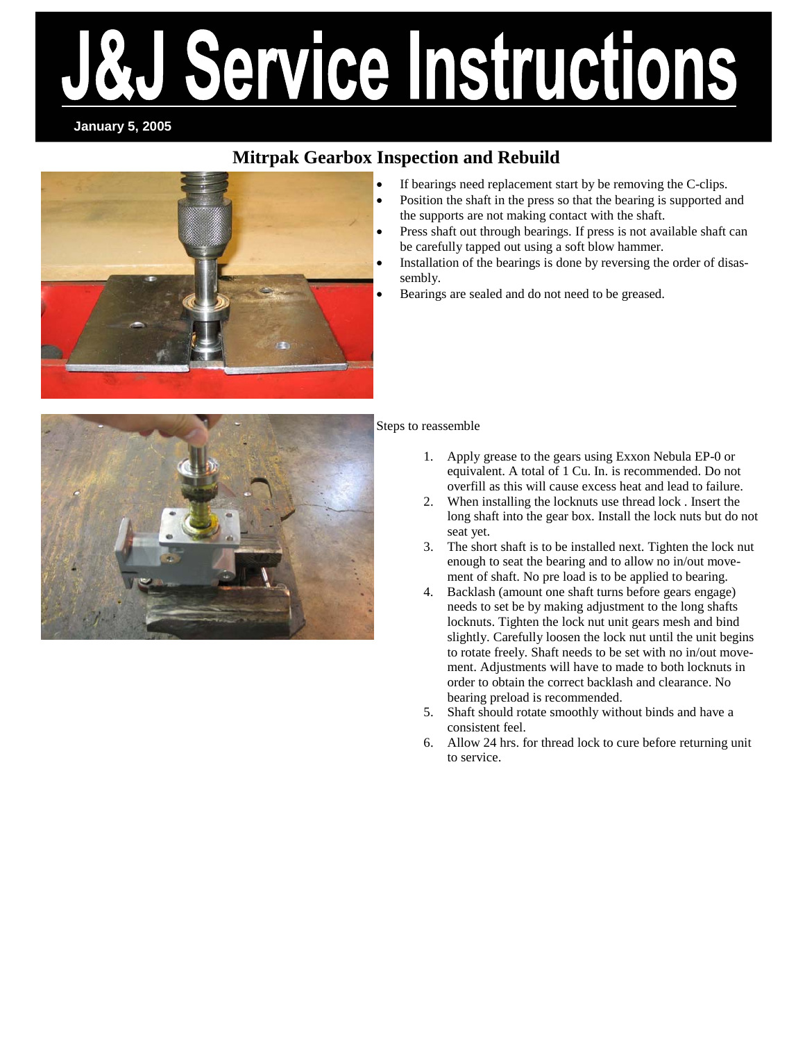# J&J Service Instructions

**January 5, 2005**

## Mitrpak Gearbox Inspection and Rebuild

- If bearings need replacement start by be removing the C-clips.
- Position the shaft in the press so that the bearing is supported and the supports are not making contact with the shaft.
- Press shaft out through bearings. If press is not available shaft can be carefully tapped out using a soft blow hammer.
- Installation of the bearings is done by reversing the order of disassembly.
- Bearings are sealed and do not need to be greased.

Steps to reassemble

1. Apply grease to the gears using Exxon Nebula EP-0 or equivalent. A total of 1 Cu. In. is recommended. Do not overfill as this will cause excess heat and lead to failure.
2. When installing the locknuts use thread lock . Insert the long shaft into the gear box. Install the lock nuts but do not seat yet.
3. The short shaft is to be installed next. Tighten the lock nut enough to seat the bearing and to allow no in/out movement of shaft. No pre load is to be applied to bearing.
4. Backlash (amount one shaft turns before gears engage) needs to set be by making adjustment to the long shafts locknuts. Tighten the lock nut unit gears mesh and bind slightly. Carefully loosen the lock nut until the unit begins to rotate freely. Shaft needs to be set with no in/out movement. Adjustments will have to made to both locknuts in order to obtain the correct backlash and clearance. No bearing preload is recommended.
5. Shaft should rotate smoothly without binds and have a consistent feel.
6. Allow 24 hrs. for thread lock to cure before returning unit to service.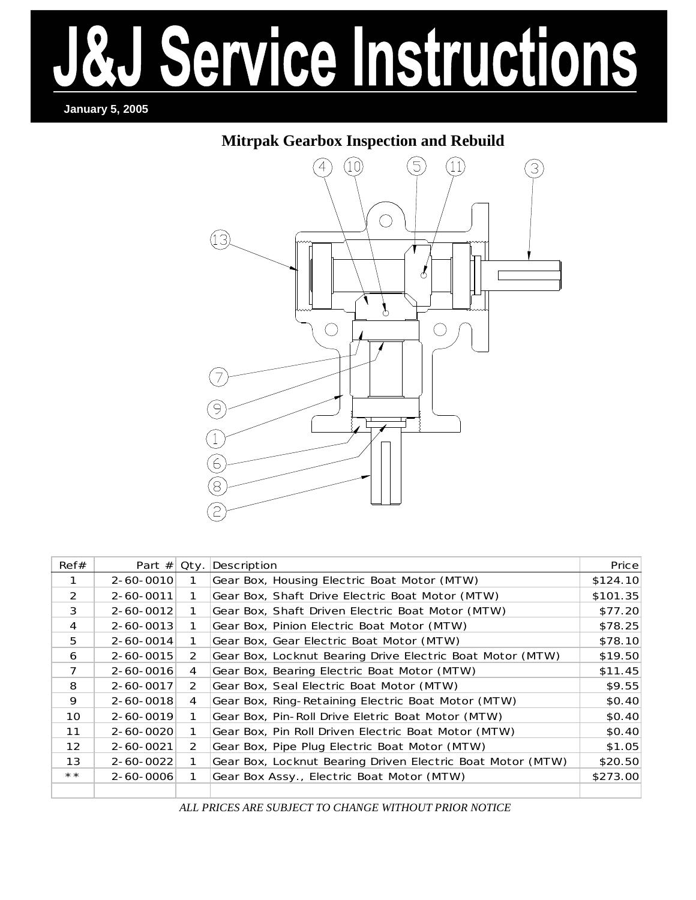# J&J Service Instructions

January 5, 2005

## Mitrpak Gearbox Inspection and Rebuild

4 10 5 11 3

13

7

9

1

6

8

2

| Ref# | Part # | Qty. | Description | Price |
|---|---|---|---|---|
| 1 | 2-60-0010 | 1 | Gear Box, Housing Electric Boat Motor (MTW) | $124.10 |
| 2 | 2-60-0011 | 1 | Gear Box, Shaft Drive Electric Boat Motor (MTW) | $101.35 |
| 3 | 2-60-0012 | 1 | Gear Box, Shaft Driven Electric Boat Motor (MTW) | $77.20 |
| 4 | 2-60-0013 | 1 | Gear Box, Pinion Electric Boat Motor (MTW) | $78.25 |
| 5 | 2-60-0014 | 1 | Gear Box, Gear Electric Boat Motor (MTW) | $78.10 |
| 6 | 2-60-0015 | 2 | Gear Box, Locknut Bearing Drive Electric Boat Motor (MTW) | $19.50 |
| 7 | 2-60-0016 | 4 | Gear Box, Bearing Electric Boat Motor (MTW) | $11.45 |
| 8 | 2-60-0017 | 2 | Gear Box, Seal Electric Boat Motor (MTW) | $9.55 |
| 9 | 2-60-0018 | 4 | Gear Box, Ring-Retaining Electric Boat Motor (MTW) | $0.40 |
| 10 | 2-60-0019 | 1 | Gear Box, Pin-Roll Drive Eletric Boat Motor (MTW) | $0.40 |
| 11 | 2-60-0020 | 1 | Gear Box, Pin Roll Driven Electric Boat Motor (MTW) | $0.40 |
| 12 | 2-60-0021 | 2 | Gear Box, Pipe Plug Electric Boat Motor (MTW) | $1.05 |
| 13 | 2-60-0022 | 1 | Gear Box, Locknut Bearing Driven Electric Boat Motor (MTW) | $20.50 |
| ** | 2-60-0006 | 1 | Gear Box Assy., Electric Boat Motor (MTW) | $273.00 |
| | | | | |

*ALL PRICES ARE SUBJECT TO CHANGE WITHOUT PRIOR NOTICE*